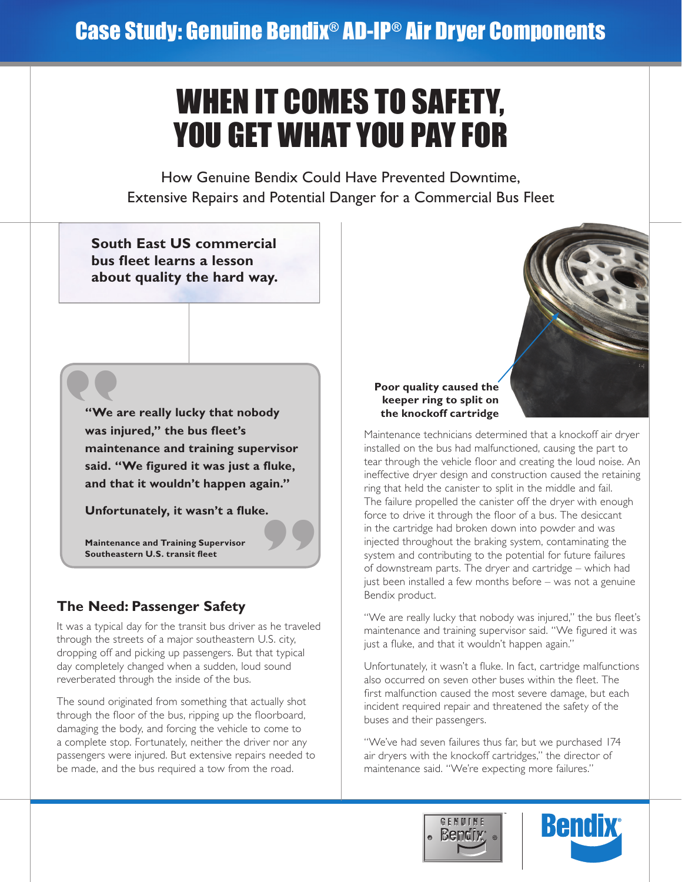# Case Study: Genuine Bendix® AD-IP® Air Dryer Components

# WHEN IT COMES TO SAFETY, YOU GET WHAT YOU PAY FOR

How Genuine Bendix Could Have Prevented Downtime, Extensive Repairs and Potential Danger for a Commercial Bus Fleet

**South East US commercial bus fleet learns a lesson about quality the hard way.**

> **"We are really lucky that nobody was injured," the bus fleet's maintenance and training supervisor said. "We figured it was just a fluke, and that it wouldn't happen again."**
>
> **Unfortunately, it wasn't a fluke.**
>
> **Maintenance and Training Supervisor**
> **Southeastern U.S. transit fleet**

## The Need: Passenger Safety

It was a typical day for the transit bus driver as he traveled through the streets of a major southeastern U.S. city, dropping off and picking up passengers. But that typical day completely changed when a sudden, loud sound reverberated through the inside of the bus.

The sound originated from something that actually shot through the floor of the bus, ripping up the floorboard, damaging the body, and forcing the vehicle to come to a complete stop. Fortunately, neither the driver nor any passengers were injured. But extensive repairs needed to be made, and the bus required a tow from the road.

**Poor quality caused the keeper ring to split on the knockoff cartridge**

Maintenance technicians determined that a knockoff air dryer installed on the bus had malfunctioned, causing the part to tear through the vehicle floor and creating the loud noise. An ineffective dryer design and construction caused the retaining ring that held the canister to split in the middle and fail. The failure propelled the canister off the dryer with enough force to drive it through the floor of a bus. The desiccant in the cartridge had broken down into powder and was injected throughout the braking system, contaminating the system and contributing to the potential for future failures of downstream parts. The dryer and cartridge – which had just been installed a few months before – was not a genuine Bendix product.

"We are really lucky that nobody was injured," the bus fleet's maintenance and training supervisor said. "We figured it was just a fluke, and that it wouldn't happen again."

Unfortunately, it wasn't a fluke. In fact, cartridge malfunctions also occurred on seven other buses within the fleet. The first malfunction caused the most severe damage, but each incident required repair and threatened the safety of the buses and their passengers.

"We've had seven failures thus far, but we purchased 174 air dryers with the knockoff cartridges," the director of maintenance said. "We're expecting more failures."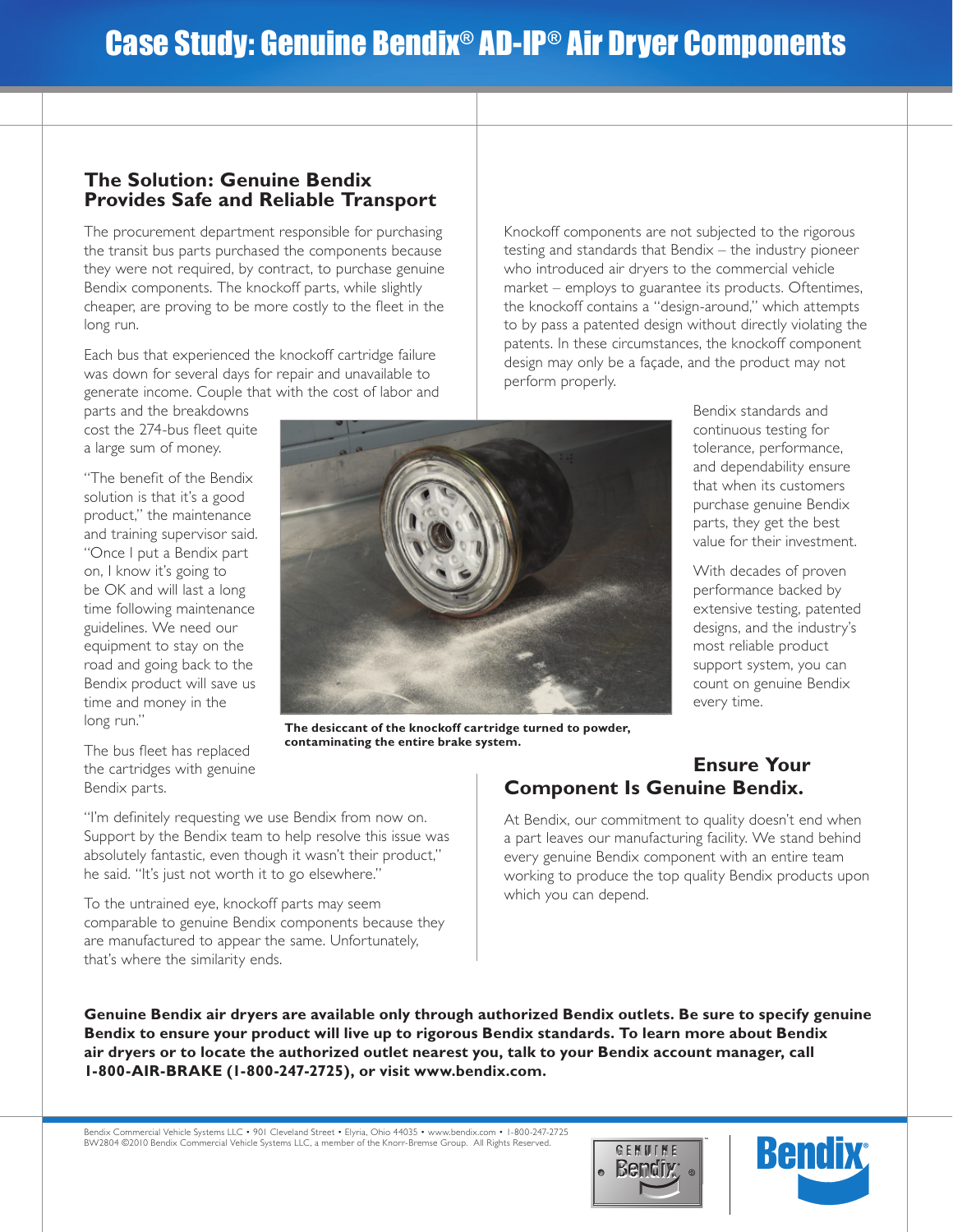# Case Study: Genuine Bendix® AD-IP® Air Dryer Components

## The Solution: Genuine Bendix Provides Safe and Reliable Transport

The procurement department responsible for purchasing the transit bus parts purchased the components because they were not required, by contract, to purchase genuine Bendix components. The knockoff parts, while slightly cheaper, are proving to be more costly to the fleet in the long run.

Each bus that experienced the knockoff cartridge failure was down for several days for repair and unavailable to generate income. Couple that with the cost of labor and parts and the breakdowns cost the 274-bus fleet quite a large sum of money.

"The benefit of the Bendix solution is that it's a good product," the maintenance and training supervisor said. "Once I put a Bendix part on, I know it's going to be OK and will last a long time following maintenance guidelines. We need our equipment to stay on the road and going back to the Bendix product will save us time and money in the long run."

The bus fleet has replaced the cartridges with genuine Bendix parts.

"I'm definitely requesting we use Bendix from now on. Support by the Bendix team to help resolve this issue was absolutely fantastic, even though it wasn't their product," he said. "It's just not worth it to go elsewhere."

To the untrained eye, knockoff parts may seem comparable to genuine Bendix components because they are manufactured to appear the same. Unfortunately, that's where the similarity ends.

**The desiccant of the knockoff cartridge turned to powder, contaminating the entire brake system.**

Knockoff components are not subjected to the rigorous testing and standards that Bendix – the industry pioneer who introduced air dryers to the commercial vehicle market – employs to guarantee its products. Oftentimes, the knockoff contains a "design-around," which attempts to by pass a patented design without directly violating the patents. In these circumstances, the knockoff component design may only be a façade, and the product may not perform properly.

Bendix standards and continuous testing for tolerance, performance, and dependability ensure that when its customers purchase genuine Bendix parts, they get the best value for their investment.

With decades of proven performance backed by extensive testing, patented designs, and the industry's most reliable product support system, you can count on genuine Bendix every time.

## Ensure Your Component Is Genuine Bendix.

At Bendix, our commitment to quality doesn't end when a part leaves our manufacturing facility. We stand behind every genuine Bendix component with an entire team working to produce the top quality Bendix products upon which you can depend.

**Genuine Bendix air dryers are available only through authorized Bendix outlets. Be sure to specify genuine Bendix to ensure your product will live up to rigorous Bendix standards. To learn more about Bendix air dryers or to locate the authorized outlet nearest you, talk to your Bendix account manager, call 1-800-AIR-BRAKE (1-800-247-2725), or visit www.bendix.com.**

Bendix Commercial Vehicle Systems LLC • 901 Cleveland Street • Elyria, Ohio 44035 • www.bendix.com • 1-800-247-2725
BW2804 ©2010 Bendix Commercial Vehicle Systems LLC, a member of the Knorr-Bremse Group. All Rights Reserved.